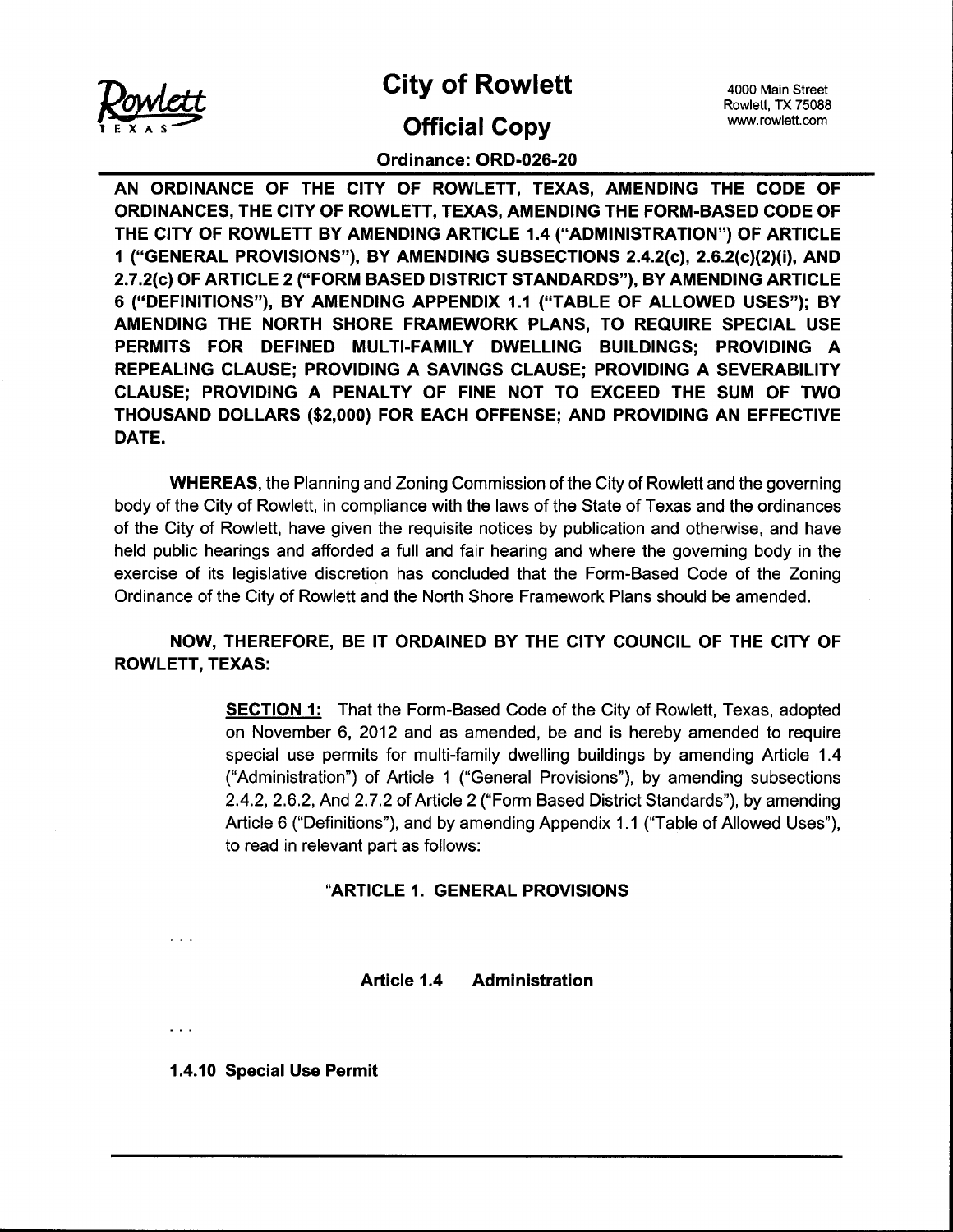# City of Rowlett

4000 Main Street
Rowlett, TX 75088
www.rowlett.com

## Official Copy

**Ordinance: ORD-026-20**

**AN ORDINANCE OF THE CITY OF ROWLETT, TEXAS, AMENDING THE CODE OF ORDINANCES, THE CITY OF ROWLETT, TEXAS, AMENDING THE FORM-BASED CODE OF THE CITY OF ROWLETT BY AMENDING ARTICLE 1.4 ("ADMINISTRATION") OF ARTICLE 1 ("GENERAL PROVISIONS"), BY AMENDING SUBSECTIONS 2.4.2(c), 2.6.2(c)(2)(i), AND 2.7.2(c) OF ARTICLE 2 ("FORM BASED DISTRICT STANDARDS"), BY AMENDING ARTICLE 6 ("DEFINITIONS"), BY AMENDING APPENDIX 1.1 ("TABLE OF ALLOWED USES"); BY AMENDING THE NORTH SHORE FRAMEWORK PLANS, TO REQUIRE SPECIAL USE PERMITS FOR DEFINED MULTI-FAMILY DWELLING BUILDINGS; PROVIDING A REPEALING CLAUSE; PROVIDING A SAVINGS CLAUSE; PROVIDING A SEVERABILITY CLAUSE; PROVIDING A PENALTY OF FINE NOT TO EXCEED THE SUM OF TWO THOUSAND DOLLARS ($2,000) FOR EACH OFFENSE; AND PROVIDING AN EFFECTIVE DATE.**

**WHEREAS**, the Planning and Zoning Commission of the City of Rowlett and the governing body of the City of Rowlett, in compliance with the laws of the State of Texas and the ordinances of the City of Rowlett, have given the requisite notices by publication and otherwise, and have held public hearings and afforded a full and fair hearing and where the governing body in the exercise of its legislative discretion has concluded that the Form-Based Code of the Zoning Ordinance of the City of Rowlett and the North Shore Framework Plans should be amended.

**NOW, THEREFORE, BE IT ORDAINED BY THE CITY COUNCIL OF THE CITY OF ROWLETT, TEXAS:**

**SECTION 1:** That the Form-Based Code of the City of Rowlett, Texas, adopted on November 6, 2012 and as amended, be and is hereby amended to require special use permits for multi-family dwelling buildings by amending Article 1.4 ("Administration") of Article 1 ("General Provisions"), by amending subsections 2.4.2, 2.6.2, And 2.7.2 of Article 2 ("Form Based District Standards"), by amending Article 6 ("Definitions"), and by amending Appendix 1.1 ("Table of Allowed Uses"), to read in relevant part as follows:

**"ARTICLE 1. GENERAL PROVISIONS**

. . .

**Article 1.4 Administration**

. . .

**1.4.10 Special Use Permit**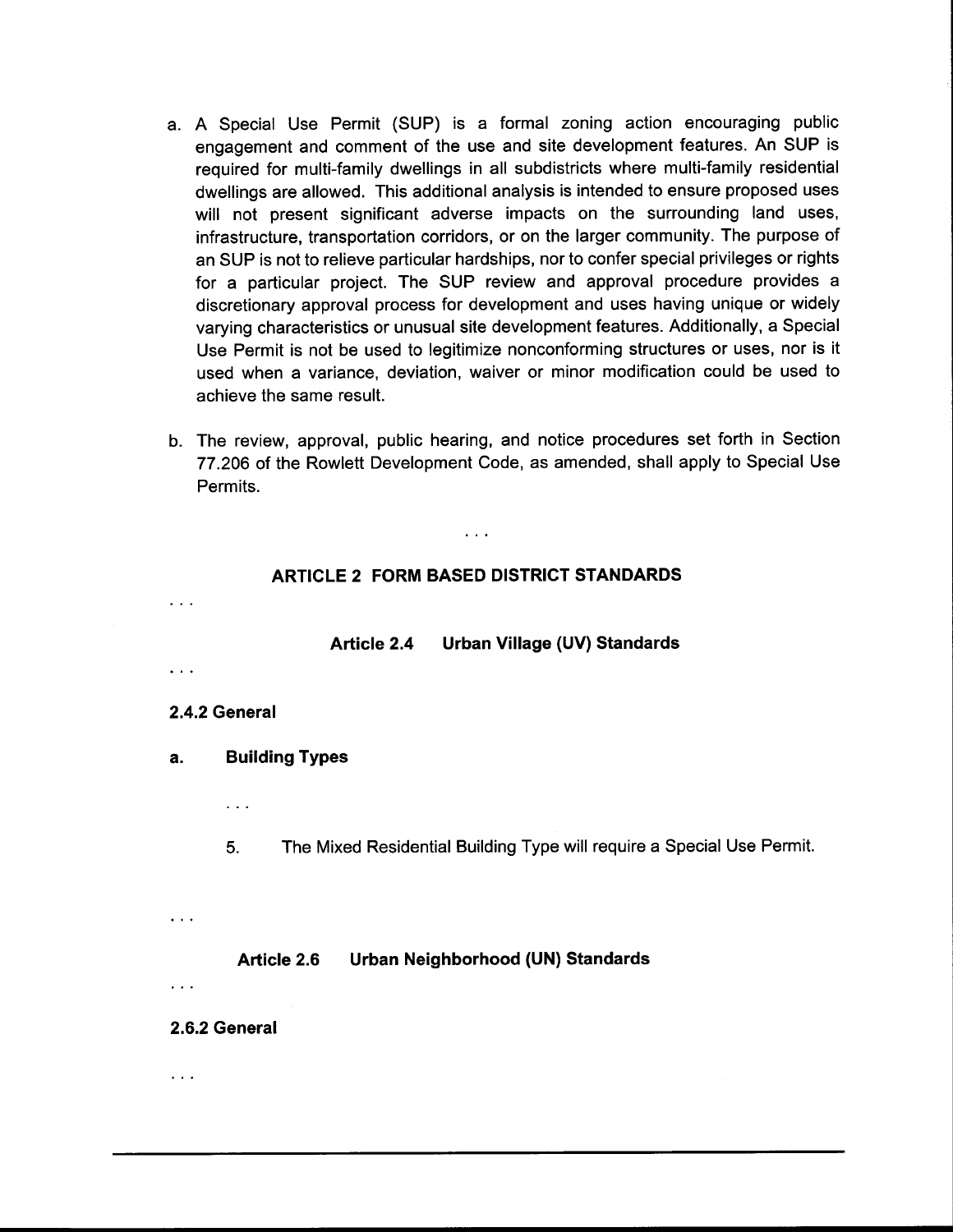a. A Special Use Permit (SUP) is a formal zoning action encouraging public engagement and comment of the use and site development features. An SUP is required for multi-family dwellings in all subdistricts where multi-family residential dwellings are allowed. This additional analysis is intended to ensure proposed uses will not present significant adverse impacts on the surrounding land uses, infrastructure, transportation corridors, or on the larger community. The purpose of an SUP is not to relieve particular hardships, nor to confer special privileges or rights for a particular project. The SUP review and approval procedure provides a discretionary approval process for development and uses having unique or widely varying characteristics or unusual site development features. Additionally, a Special Use Permit is not be used to legitimize nonconforming structures or uses, nor is it used when a variance, deviation, waiver or minor modification could be used to achieve the same result.

b. The review, approval, public hearing, and notice procedures set forth in Section 77.206 of the Rowlett Development Code, as amended, shall apply to Special Use Permits.

. . .

## ARTICLE 2 FORM BASED DISTRICT STANDARDS

. . .

### Article 2.4 Urban Village (UV) Standards

. . .

**2.4.2 General**

**a. Building Types**

. . .

5. The Mixed Residential Building Type will require a Special Use Permit.

. . .

### Article 2.6 Urban Neighborhood (UN) Standards

. . .

**2.6.2 General**

. . .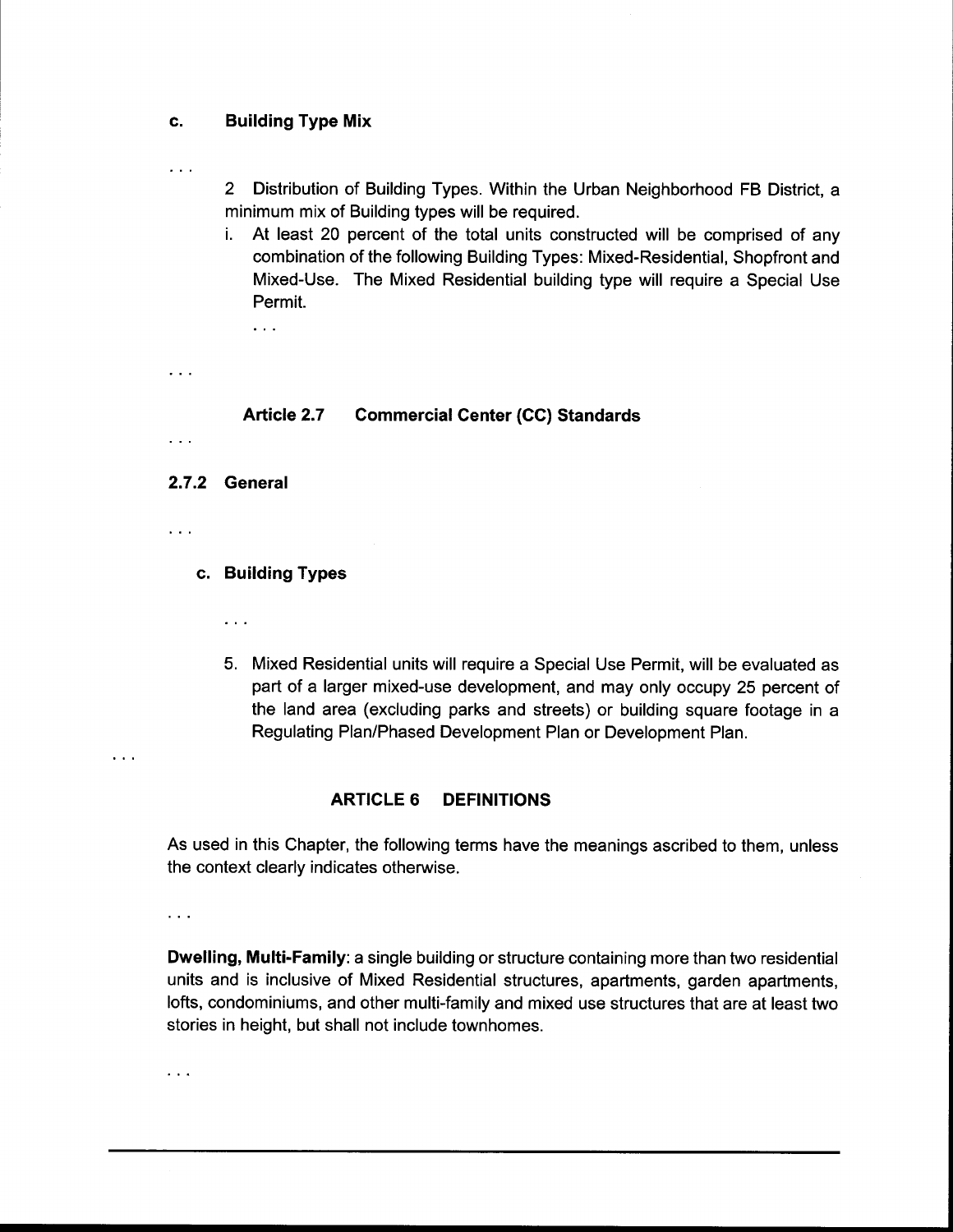**c. Building Type Mix**

. . .

2 Distribution of Building Types. Within the Urban Neighborhood FB District, a minimum mix of Building types will be required.

i. At least 20 percent of the total units constructed will be comprised of any combination of the following Building Types: Mixed-Residential, Shopfront and Mixed-Use. The Mixed Residential building type will require a Special Use Permit.

. . .

. . .

**Article 2.7 Commercial Center (CC) Standards**

. . .

**2.7.2 General**

. . .

**c. Building Types**

. . .

5. Mixed Residential units will require a Special Use Permit, will be evaluated as part of a larger mixed-use development, and may only occupy 25 percent of the land area (excluding parks and streets) or building square footage in a Regulating Plan/Phased Development Plan or Development Plan.

. . .

**ARTICLE 6 DEFINITIONS**

As used in this Chapter, the following terms have the meanings ascribed to them, unless the context clearly indicates otherwise.

. . .

**Dwelling, Multi-Family**: a single building or structure containing more than two residential units and is inclusive of Mixed Residential structures, apartments, garden apartments, lofts, condominiums, and other multi-family and mixed use structures that are at least two stories in height, but shall not include townhomes.

. . .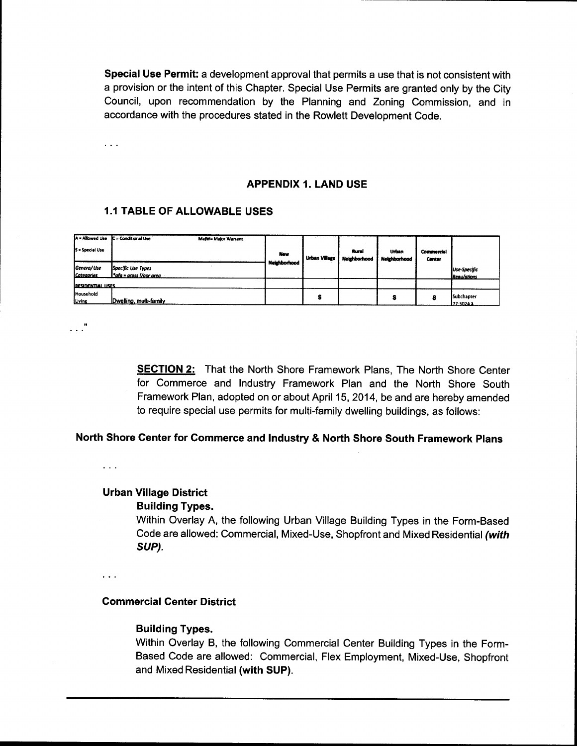**Special Use Permit:** a development approval that permits a use that is not consistent with a provision or the intent of this Chapter. Special Use Permits are granted only by the City Council, upon recommendation by the Planning and Zoning Commission, and in accordance with the procedures stated in the Rowlett Development Code.

. . .

## APPENDIX 1. LAND USE

### 1.1 TABLE OF ALLOWABLE USES

| A = Allowed Use<br>S = Special Use | C = Conditional Use | MajW= Major Warrant | New Neighborhood | Urban Village | Rural Neighborhood | Urban Neighborhood | Commercial Center | |
|---|---|---|---|---|---|---|---|---|
| *General Use Categories* | *Specific Use Types*<br>*gfa = gross floor area | | | | | | | *Use-Specific Regulations* |
| RESIDENTIAL USES | | | | | | | | |
| Household Living | Dwelling, multi-family | | | S | | S | S | Subchapter 77-302A.3 |

. . ."

**SECTION 2:** That the North Shore Framework Plans, The North Shore Center for Commerce and Industry Framework Plan and the North Shore South Framework Plan, adopted on or about April 15, 2014, be and are hereby amended to require special use permits for multi-family dwelling buildings, as follows:

### North Shore Center for Commerce and Industry & North Shore South Framework Plans

. . .

**Urban Village District**

**Building Types.**

Within Overlay A, the following Urban Village Building Types in the Form-Based Code are allowed: Commercial, Mixed-Use, Shopfront and Mixed Residential ***(with SUP).***

. . .

**Commercial Center District**

**Building Types.**

Within Overlay B, the following Commercial Center Building Types in the Form-Based Code are allowed: Commercial, Flex Employment, Mixed-Use, Shopfront and Mixed Residential **(with SUP).**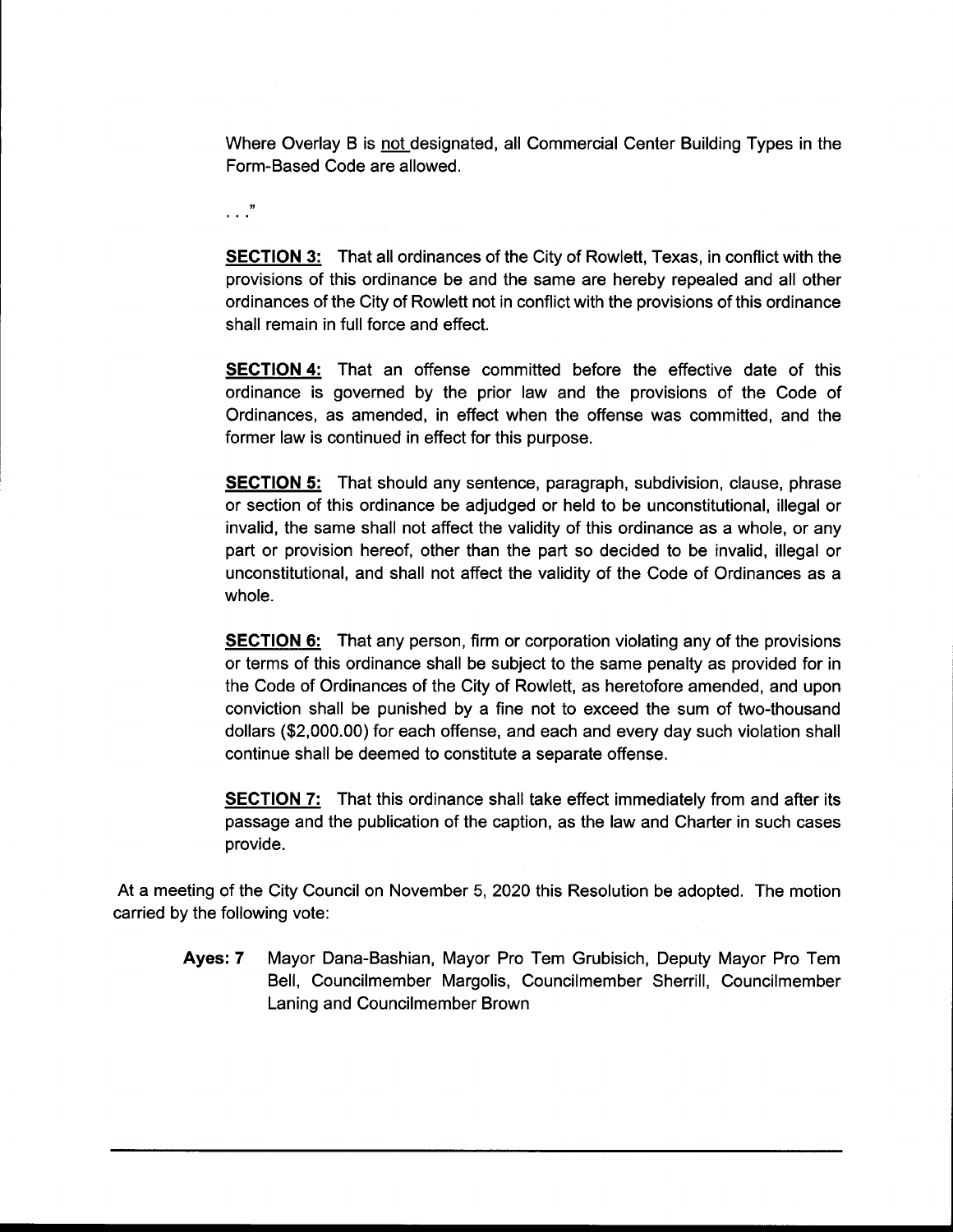Where Overlay B is not designated, all Commercial Center Building Types in the Form-Based Code are allowed.

. . ."

**SECTION 3:** That all ordinances of the City of Rowlett, Texas, in conflict with the provisions of this ordinance be and the same are hereby repealed and all other ordinances of the City of Rowlett not in conflict with the provisions of this ordinance shall remain in full force and effect.

**SECTION 4:** That an offense committed before the effective date of this ordinance is governed by the prior law and the provisions of the Code of Ordinances, as amended, in effect when the offense was committed, and the former law is continued in effect for this purpose.

**SECTION 5:** That should any sentence, paragraph, subdivision, clause, phrase or section of this ordinance be adjudged or held to be unconstitutional, illegal or invalid, the same shall not affect the validity of this ordinance as a whole, or any part or provision hereof, other than the part so decided to be invalid, illegal or unconstitutional, and shall not affect the validity of the Code of Ordinances as a whole.

**SECTION 6:** That any person, firm or corporation violating any of the provisions or terms of this ordinance shall be subject to the same penalty as provided for in the Code of Ordinances of the City of Rowlett, as heretofore amended, and upon conviction shall be punished by a fine not to exceed the sum of two-thousand dollars ($2,000.00) for each offense, and each and every day such violation shall continue shall be deemed to constitute a separate offense.

**SECTION 7:** That this ordinance shall take effect immediately from and after its passage and the publication of the caption, as the law and Charter in such cases provide.

At a meeting of the City Council on November 5, 2020 this Resolution be adopted. The motion carried by the following vote:

**Ayes: 7** Mayor Dana-Bashian, Mayor Pro Tem Grubisich, Deputy Mayor Pro Tem Bell, Councilmember Margolis, Councilmember Sherrill, Councilmember Laning and Councilmember Brown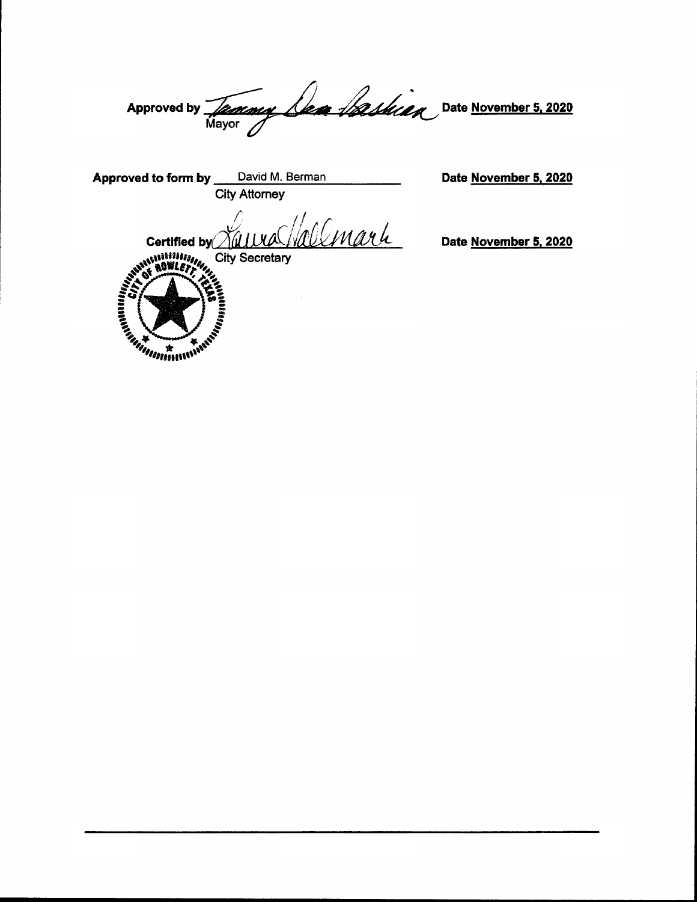Approved by Tammy Dana-Bashian Date **November 5, 2020**
Mayor

**Approved to form by** David M. Berman **Date November 5, 2020**
City Attorney

**Certified by** Laura Hallmark **Date November 5, 2020**
City Secretary

CITY OF ROWLETT, TEXAS